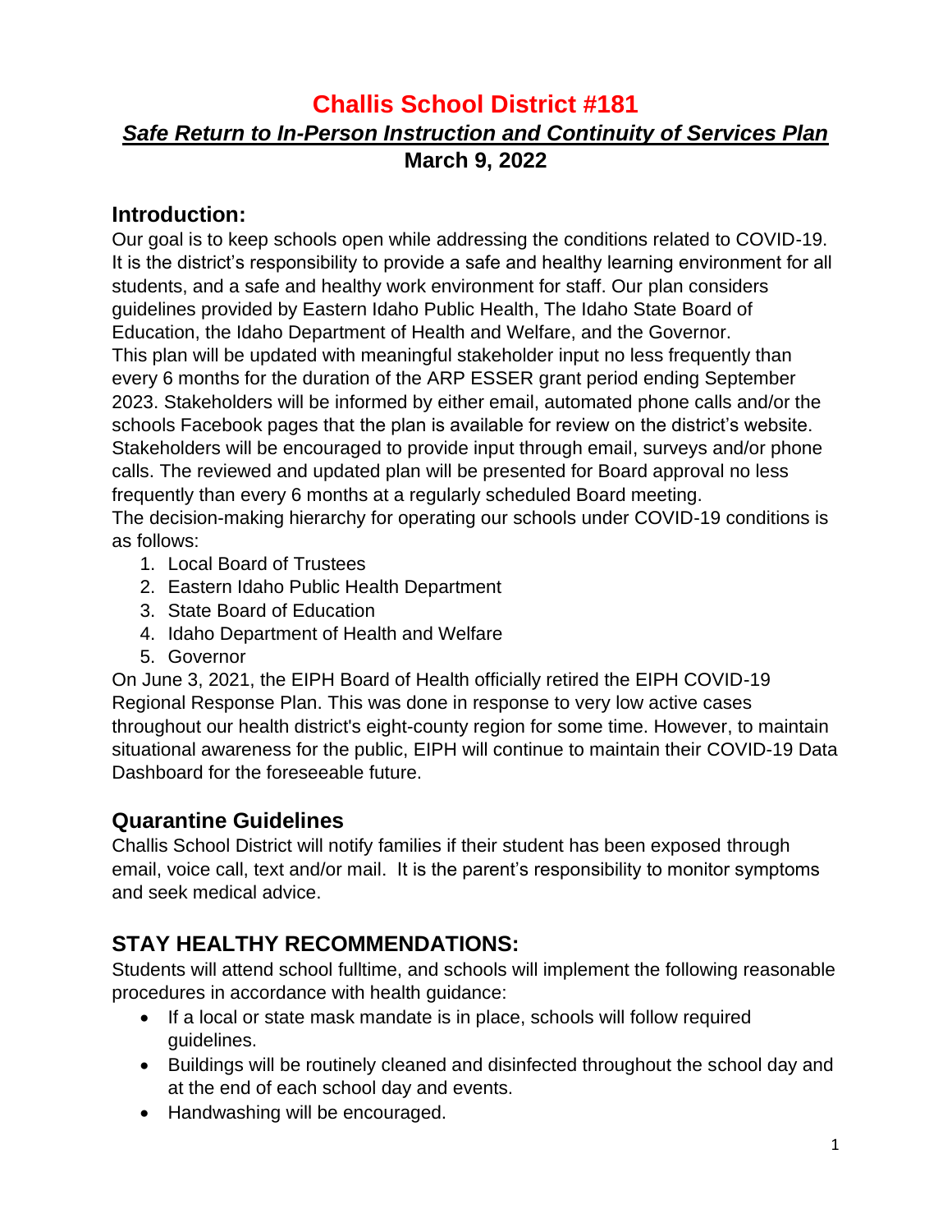# Challis School District #181

## *Safe Return to In-Person Instruction and Continuity of Services Plan*

**March 9, 2022**

## Introduction:

Our goal is to keep schools open while addressing the conditions related to COVID-19. It is the district's responsibility to provide a safe and healthy learning environment for all students, and a safe and healthy work environment for staff. Our plan considers guidelines provided by Eastern Idaho Public Health, The Idaho State Board of Education, the Idaho Department of Health and Welfare, and the Governor.

This plan will be updated with meaningful stakeholder input no less frequently than every 6 months for the duration of the ARP ESSER grant period ending September 2023. Stakeholders will be informed by either email, automated phone calls and/or the schools Facebook pages that the plan is available for review on the district's website. Stakeholders will be encouraged to provide input through email, surveys and/or phone calls. The reviewed and updated plan will be presented for Board approval no less frequently than every 6 months at a regularly scheduled Board meeting.

The decision-making hierarchy for operating our schools under COVID-19 conditions is as follows:

1. Local Board of Trustees
2. Eastern Idaho Public Health Department
3. State Board of Education
4. Idaho Department of Health and Welfare
5. Governor

On June 3, 2021, the EIPH Board of Health officially retired the EIPH COVID-19 Regional Response Plan. This was done in response to very low active cases throughout our health district's eight-county region for some time. However, to maintain situational awareness for the public, EIPH will continue to maintain their COVID-19 Data Dashboard for the foreseeable future.

## Quarantine Guidelines

Challis School District will notify families if their student has been exposed through email, voice call, text and/or mail. It is the parent's responsibility to monitor symptoms and seek medical advice.

## STAY HEALTHY RECOMMENDATIONS:

Students will attend school fulltime, and schools will implement the following reasonable procedures in accordance with health guidance:

- If a local or state mask mandate is in place, schools will follow required guidelines.
- Buildings will be routinely cleaned and disinfected throughout the school day and at the end of each school day and events.
- Handwashing will be encouraged.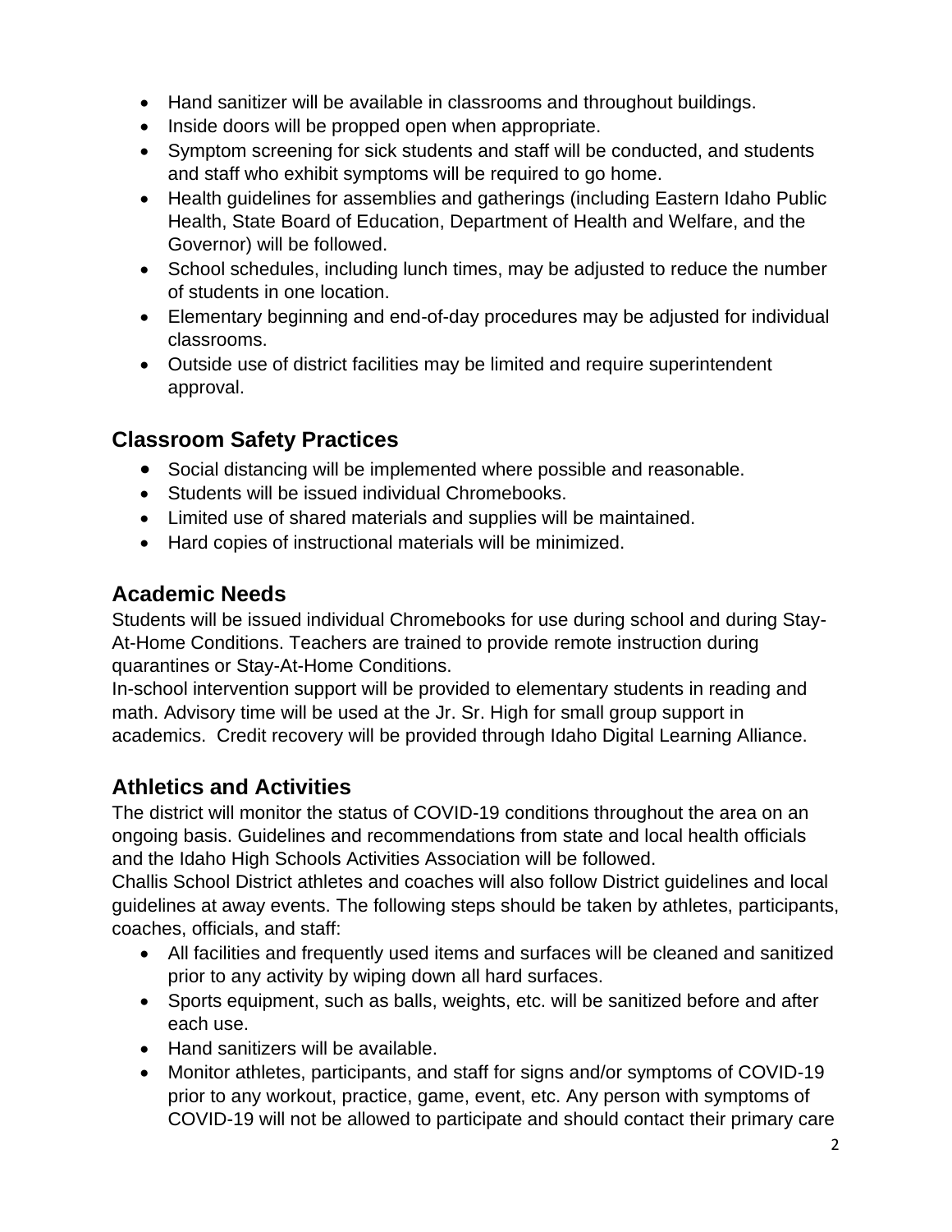- Hand sanitizer will be available in classrooms and throughout buildings.
- Inside doors will be propped open when appropriate.
- Symptom screening for sick students and staff will be conducted, and students and staff who exhibit symptoms will be required to go home.
- Health guidelines for assemblies and gatherings (including Eastern Idaho Public Health, State Board of Education, Department of Health and Welfare, and the Governor) will be followed.
- School schedules, including lunch times, may be adjusted to reduce the number of students in one location.
- Elementary beginning and end-of-day procedures may be adjusted for individual classrooms.
- Outside use of district facilities may be limited and require superintendent approval.

## Classroom Safety Practices

- Social distancing will be implemented where possible and reasonable.
- Students will be issued individual Chromebooks.
- Limited use of shared materials and supplies will be maintained.
- Hard copies of instructional materials will be minimized.

## Academic Needs

Students will be issued individual Chromebooks for use during school and during Stay-At-Home Conditions. Teachers are trained to provide remote instruction during quarantines or Stay-At-Home Conditions.
In-school intervention support will be provided to elementary students in reading and math. Advisory time will be used at the Jr. Sr. High for small group support in academics. Credit recovery will be provided through Idaho Digital Learning Alliance.

## Athletics and Activities

The district will monitor the status of COVID-19 conditions throughout the area on an ongoing basis. Guidelines and recommendations from state and local health officials and the Idaho High Schools Activities Association will be followed.
Challis School District athletes and coaches will also follow District guidelines and local guidelines at away events. The following steps should be taken by athletes, participants, coaches, officials, and staff:

- All facilities and frequently used items and surfaces will be cleaned and sanitized prior to any activity by wiping down all hard surfaces.
- Sports equipment, such as balls, weights, etc. will be sanitized before and after each use.
- Hand sanitizers will be available.
- Monitor athletes, participants, and staff for signs and/or symptoms of COVID-19 prior to any workout, practice, game, event, etc. Any person with symptoms of COVID-19 will not be allowed to participate and should contact their primary care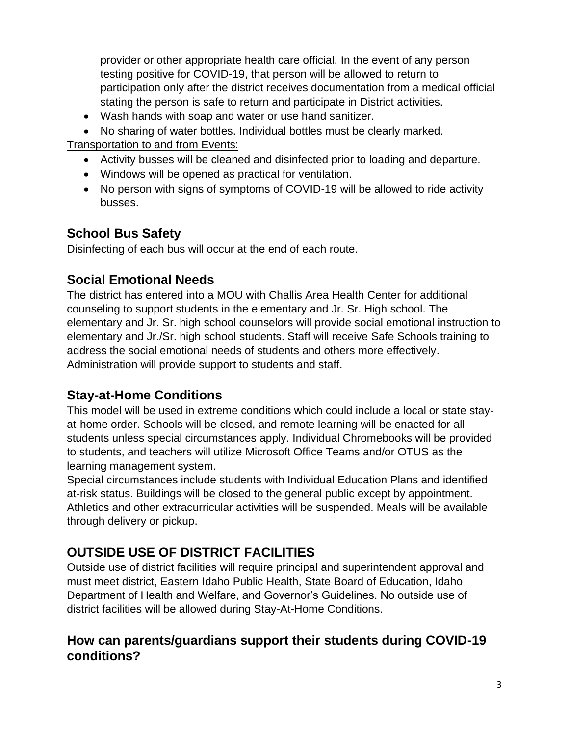provider or other appropriate health care official. In the event of any person testing positive for COVID-19, that person will be allowed to return to participation only after the district receives documentation from a medical official stating the person is safe to return and participate in District activities.

- Wash hands with soap and water or use hand sanitizer.
- No sharing of water bottles. Individual bottles must be clearly marked.

Transportation to and from Events:

- Activity busses will be cleaned and disinfected prior to loading and departure.
- Windows will be opened as practical for ventilation.
- No person with signs of symptoms of COVID-19 will be allowed to ride activity busses.

## School Bus Safety

Disinfecting of each bus will occur at the end of each route.

## Social Emotional Needs

The district has entered into a MOU with Challis Area Health Center for additional counseling to support students in the elementary and Jr. Sr. High school. The elementary and Jr. Sr. high school counselors will provide social emotional instruction to elementary and Jr./Sr. high school students. Staff will receive Safe Schools training to address the social emotional needs of students and others more effectively. Administration will provide support to students and staff.

## Stay-at-Home Conditions

This model will be used in extreme conditions which could include a local or state stay-at-home order. Schools will be closed, and remote learning will be enacted for all students unless special circumstances apply. Individual Chromebooks will be provided to students, and teachers will utilize Microsoft Office Teams and/or OTUS as the learning management system.

Special circumstances include students with Individual Education Plans and identified at-risk status. Buildings will be closed to the general public except by appointment. Athletics and other extracurricular activities will be suspended. Meals will be available through delivery or pickup.

## OUTSIDE USE OF DISTRICT FACILITIES

Outside use of district facilities will require principal and superintendent approval and must meet district, Eastern Idaho Public Health, State Board of Education, Idaho Department of Health and Welfare, and Governor's Guidelines. No outside use of district facilities will be allowed during Stay-At-Home Conditions.

## How can parents/guardians support their students during COVID-19 conditions?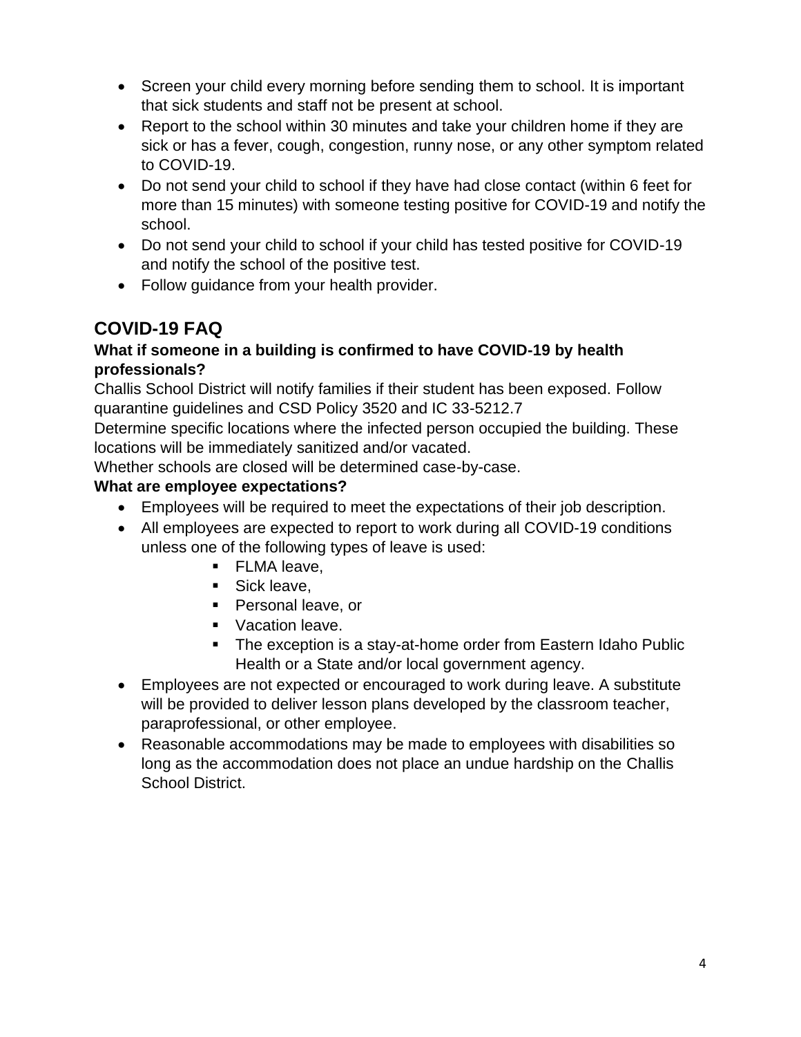- Screen your child every morning before sending them to school. It is important that sick students and staff not be present at school.
- Report to the school within 30 minutes and take your children home if they are sick or has a fever, cough, congestion, runny nose, or any other symptom related to COVID-19.
- Do not send your child to school if they have had close contact (within 6 feet for more than 15 minutes) with someone testing positive for COVID-19 and notify the school.
- Do not send your child to school if your child has tested positive for COVID-19 and notify the school of the positive test.
- Follow guidance from your health provider.

## COVID-19 FAQ

**What if someone in a building is confirmed to have COVID-19 by health professionals?**

Challis School District will notify families if their student has been exposed. Follow quarantine guidelines and CSD Policy 3520 and IC 33-5212.7

Determine specific locations where the infected person occupied the building. These locations will be immediately sanitized and/or vacated.

Whether schools are closed will be determined case-by-case.

**What are employee expectations?**

- Employees will be required to meet the expectations of their job description.
- All employees are expected to report to work during all COVID-19 conditions unless one of the following types of leave is used:
    - FLMA leave,
    - Sick leave,
    - Personal leave, or
    - Vacation leave.
    - The exception is a stay-at-home order from Eastern Idaho Public Health or a State and/or local government agency.
- Employees are not expected or encouraged to work during leave. A substitute will be provided to deliver lesson plans developed by the classroom teacher, paraprofessional, or other employee.
- Reasonable accommodations may be made to employees with disabilities so long as the accommodation does not place an undue hardship on the Challis School District.